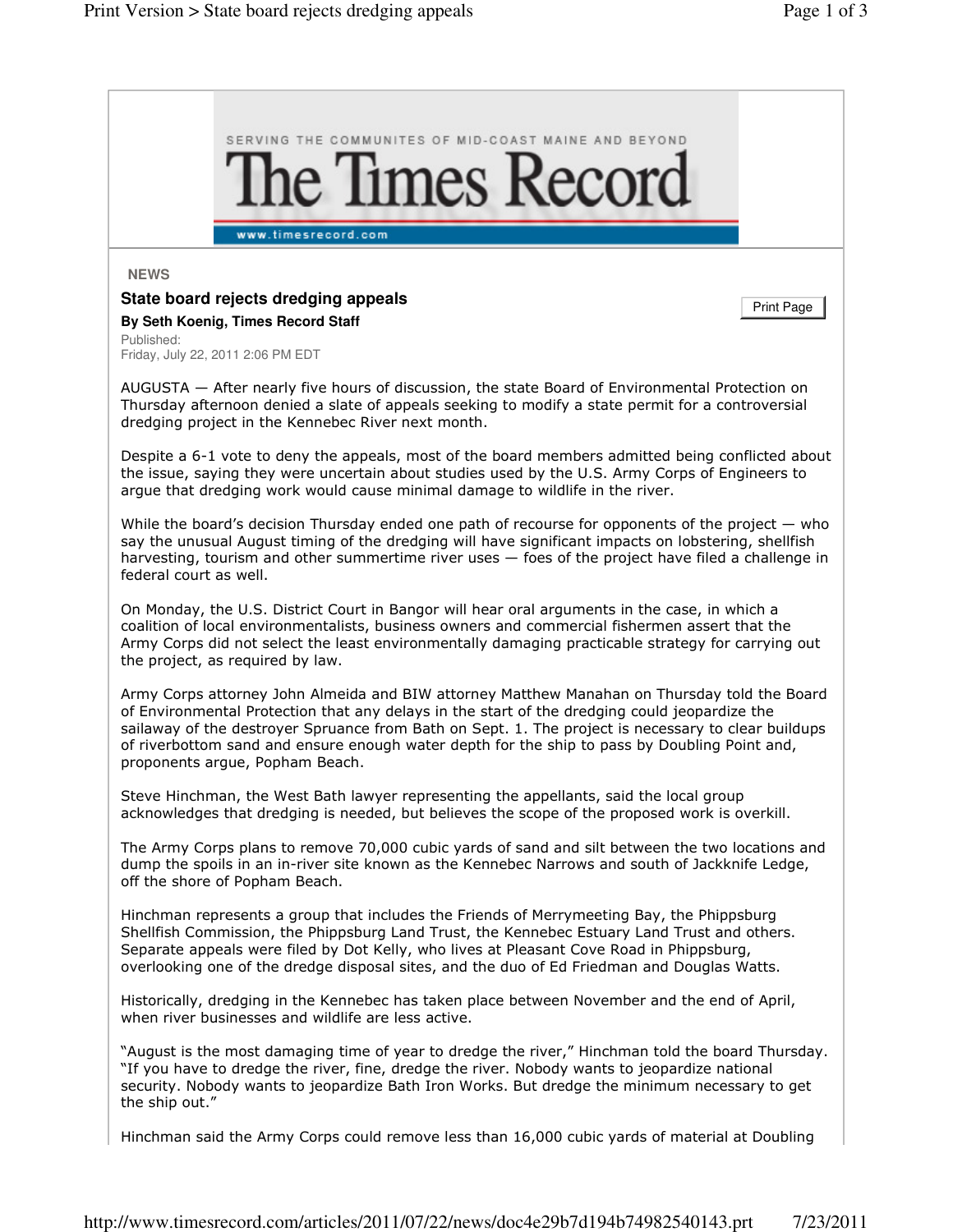SERVING THE COMMUNITES OF MID-COAST MAINE AND BEYOND

# The Times Record

www.timesrecord.com

**NEWS**

## State board rejects dredging appeals

**By Seth Koenig, Times Record Staff**

Published:
Friday, July 22, 2011 2:06 PM EDT

AUGUSTA — After nearly five hours of discussion, the state Board of Environmental Protection on Thursday afternoon denied a slate of appeals seeking to modify a state permit for a controversial dredging project in the Kennebec River next month.

Despite a 6-1 vote to deny the appeals, most of the board members admitted being conflicted about the issue, saying they were uncertain about studies used by the U.S. Army Corps of Engineers to argue that dredging work would cause minimal damage to wildlife in the river.

While the board's decision Thursday ended one path of recourse for opponents of the project — who say the unusual August timing of the dredging will have significant impacts on lobstering, shellfish harvesting, tourism and other summertime river uses — foes of the project have filed a challenge in federal court as well.

On Monday, the U.S. District Court in Bangor will hear oral arguments in the case, in which a coalition of local environmentalists, business owners and commercial fishermen assert that the Army Corps did not select the least environmentally damaging practicable strategy for carrying out the project, as required by law.

Army Corps attorney John Almeida and BIW attorney Matthew Manahan on Thursday told the Board of Environmental Protection that any delays in the start of the dredging could jeopardize the sailaway of the destroyer Spruance from Bath on Sept. 1. The project is necessary to clear buildups of riverbottom sand and ensure enough water depth for the ship to pass by Doubling Point and, proponents argue, Popham Beach.

Steve Hinchman, the West Bath lawyer representing the appellants, said the local group acknowledges that dredging is needed, but believes the scope of the proposed work is overkill.

The Army Corps plans to remove 70,000 cubic yards of sand and silt between the two locations and dump the spoils in an in-river site known as the Kennebec Narrows and south of Jackknife Ledge, off the shore of Popham Beach.

Hinchman represents a group that includes the Friends of Merrymeeting Bay, the Phippsburg Shellfish Commission, the Phippsburg Land Trust, the Kennebec Estuary Land Trust and others. Separate appeals were filed by Dot Kelly, who lives at Pleasant Cove Road in Phippsburg, overlooking one of the dredge disposal sites, and the duo of Ed Friedman and Douglas Watts.

Historically, dredging in the Kennebec has taken place between November and the end of April, when river businesses and wildlife are less active.

"August is the most damaging time of year to dredge the river," Hinchman told the board Thursday. "If you have to dredge the river, fine, dredge the river. Nobody wants to jeopardize national security. Nobody wants to jeopardize Bath Iron Works. But dredge the minimum necessary to get the ship out."

Hinchman said the Army Corps could remove less than 16,000 cubic yards of material at Doubling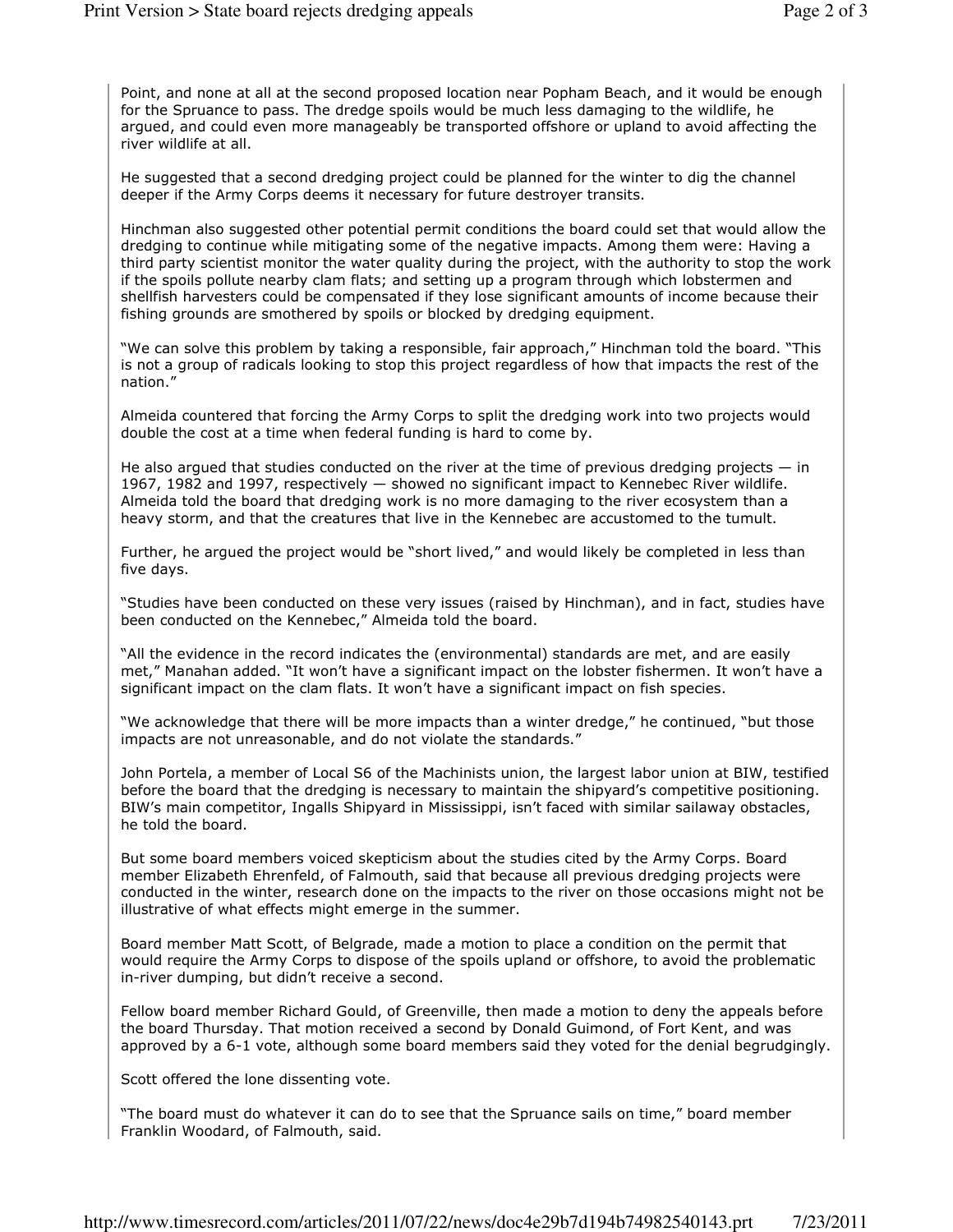Point, and none at all at the second proposed location near Popham Beach, and it would be enough for the Spruance to pass. The dredge spoils would be much less damaging to the wildlife, he argued, and could even more manageably be transported offshore or upland to avoid affecting the river wildlife at all.

He suggested that a second dredging project could be planned for the winter to dig the channel deeper if the Army Corps deems it necessary for future destroyer transits.

Hinchman also suggested other potential permit conditions the board could set that would allow the dredging to continue while mitigating some of the negative impacts. Among them were: Having a third party scientist monitor the water quality during the project, with the authority to stop the work if the spoils pollute nearby clam flats; and setting up a program through which lobstermen and shellfish harvesters could be compensated if they lose significant amounts of income because their fishing grounds are smothered by spoils or blocked by dredging equipment.

"We can solve this problem by taking a responsible, fair approach," Hinchman told the board. "This is not a group of radicals looking to stop this project regardless of how that impacts the rest of the nation."

Almeida countered that forcing the Army Corps to split the dredging work into two projects would double the cost at a time when federal funding is hard to come by.

He also argued that studies conducted on the river at the time of previous dredging projects — in 1967, 1982 and 1997, respectively — showed no significant impact to Kennebec River wildlife. Almeida told the board that dredging work is no more damaging to the river ecosystem than a heavy storm, and that the creatures that live in the Kennebec are accustomed to the tumult.

Further, he argued the project would be "short lived," and would likely be completed in less than five days.

"Studies have been conducted on these very issues (raised by Hinchman), and in fact, studies have been conducted on the Kennebec," Almeida told the board.

"All the evidence in the record indicates the (environmental) standards are met, and are easily met," Manahan added. "It won't have a significant impact on the lobster fishermen. It won't have a significant impact on the clam flats. It won't have a significant impact on fish species.

"We acknowledge that there will be more impacts than a winter dredge," he continued, "but those impacts are not unreasonable, and do not violate the standards."

John Portela, a member of Local S6 of the Machinists union, the largest labor union at BIW, testified before the board that the dredging is necessary to maintain the shipyard's competitive positioning. BIW's main competitor, Ingalls Shipyard in Mississippi, isn't faced with similar sailaway obstacles, he told the board.

But some board members voiced skepticism about the studies cited by the Army Corps. Board member Elizabeth Ehrenfeld, of Falmouth, said that because all previous dredging projects were conducted in the winter, research done on the impacts to the river on those occasions might not be illustrative of what effects might emerge in the summer.

Board member Matt Scott, of Belgrade, made a motion to place a condition on the permit that would require the Army Corps to dispose of the spoils upland or offshore, to avoid the problematic in-river dumping, but didn't receive a second.

Fellow board member Richard Gould, of Greenville, then made a motion to deny the appeals before the board Thursday. That motion received a second by Donald Guimond, of Fort Kent, and was approved by a 6-1 vote, although some board members said they voted for the denial begrudgingly.

Scott offered the lone dissenting vote.

"The board must do whatever it can do to see that the Spruance sails on time," board member Franklin Woodard, of Falmouth, said.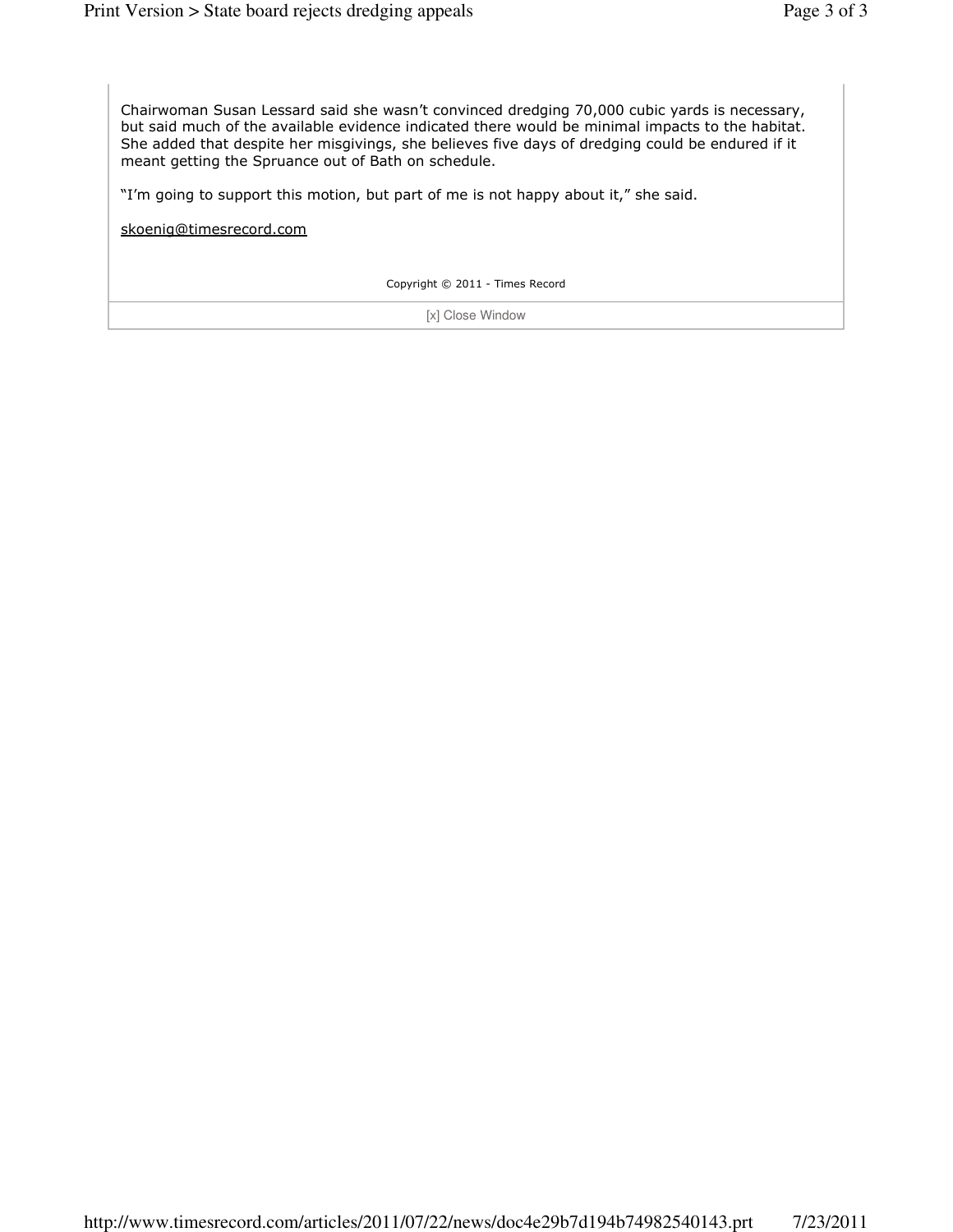Chairwoman Susan Lessard said she wasn't convinced dredging 70,000 cubic yards is necessary, but said much of the available evidence indicated there would be minimal impacts to the habitat. She added that despite her misgivings, she believes five days of dredging could be endured if it meant getting the Spruance out of Bath on schedule.

"I'm going to support this motion, but part of me is not happy about it," she said.

skoenig@timesrecord.com

Copyright © 2011 - Times Record

[x] Close Window